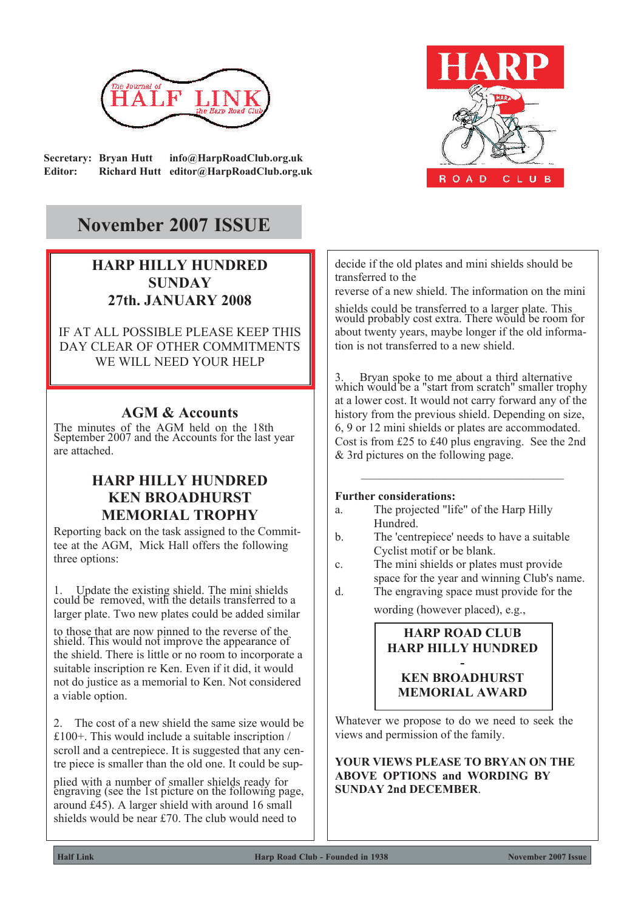The Journal of HALF LINK the Harp Road Club

Secretary: Bryan Hutt info@HarpRoadClub.org.uk
Editor: Richard Hutt editor@HarpRoadClub.org.uk

HARP ROAD CLUB

# November 2007 ISSUE

## HARP HILLY HUNDRED SUNDAY 27th. JANUARY 2008

IF AT ALL POSSIBLE PLEASE KEEP THIS DAY CLEAR OF OTHER COMMITMENTS WE WILL NEED YOUR HELP

## AGM & Accounts

The minutes of the AGM held on the 18th September 2007 and the Accounts for the last year are attached.

## HARP HILLY HUNDRED KEN BROADHURST MEMORIAL TROPHY

Reporting back on the task assigned to the Committee at the AGM, Mick Hall offers the following three options:

1. Update the existing shield. The mini shields could be removed, with the details transferred to a larger plate. Two new plates could be added similar to those that are now pinned to the reverse of the shield. This would not improve the appearance of the shield. There is little or no room to incorporate a suitable inscription re Ken. Even if it did, it would not do justice as a memorial to Ken. Not considered a viable option.

2. The cost of a new shield the same size would be £100+. This would include a suitable inscription / scroll and a centrepiece. It is suggested that any centre piece is smaller than the old one. It could be supplied with a number of smaller shields ready for engraving (see the 1st picture on the following page, around £45). A larger shield with around 16 small shields would be near £70. The club would need to decide if the old plates and mini shields should be transferred to the reverse of a new shield. The information on the mini shields could be transferred to a larger plate. This would probably cost extra. There would be room for about twenty years, maybe longer if the old information is not transferred to a new shield.

3. Bryan spoke to me about a third alternative which would be a "start from scratch" smaller trophy at a lower cost. It would not carry forward any of the history from the previous shield. Depending on size, 6, 9 or 12 mini shields or plates are accommodated. Cost is from £25 to £40 plus engraving. See the 2nd & 3rd pictures on the following page.

---

**Further considerations:**

a. The projected "life" of the Harp Hilly Hundred.
b. The 'centrepiece' needs to have a suitable Cyclist motif or be blank.
c. The mini shields or plates must provide space for the year and winning Club's name.
d. The engraving space must provide for the wording (however placed), e.g.,

**HARP ROAD CLUB**
**HARP HILLY HUNDRED**
**-**
**KEN BROADHURST**
**MEMORIAL AWARD**

Whatever we propose to do we need to seek the views and permission of the family.

**YOUR VIEWS PLEASE TO BRYAN ON THE ABOVE OPTIONS and WORDING BY SUNDAY 2nd DECEMBER**.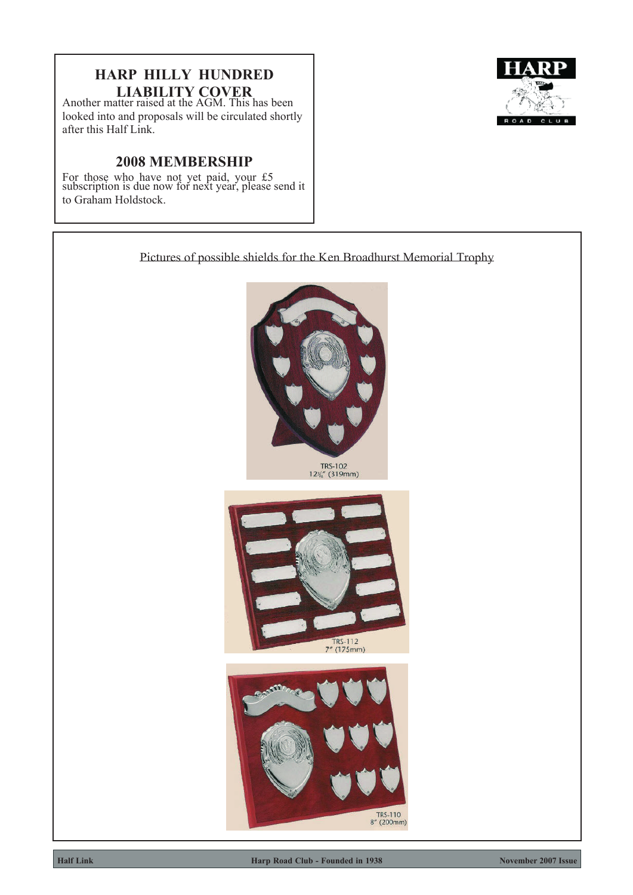## HARP HILLY HUNDRED LIABILITY COVER

Another matter raised at the AGM. This has been looked into and proposals will be circulated shortly after this Half Link.

## 2008 MEMBERSHIP

For those who have not yet paid, your £5 subscription is due now for next year, please send it to Graham Holdstock.

Pictures of possible shields for the Ken Broadhurst Memorial Trophy

TRS-102
12¾" (319mm)

TRS-112
7" (175mm)

TRS-110
8" (200mm)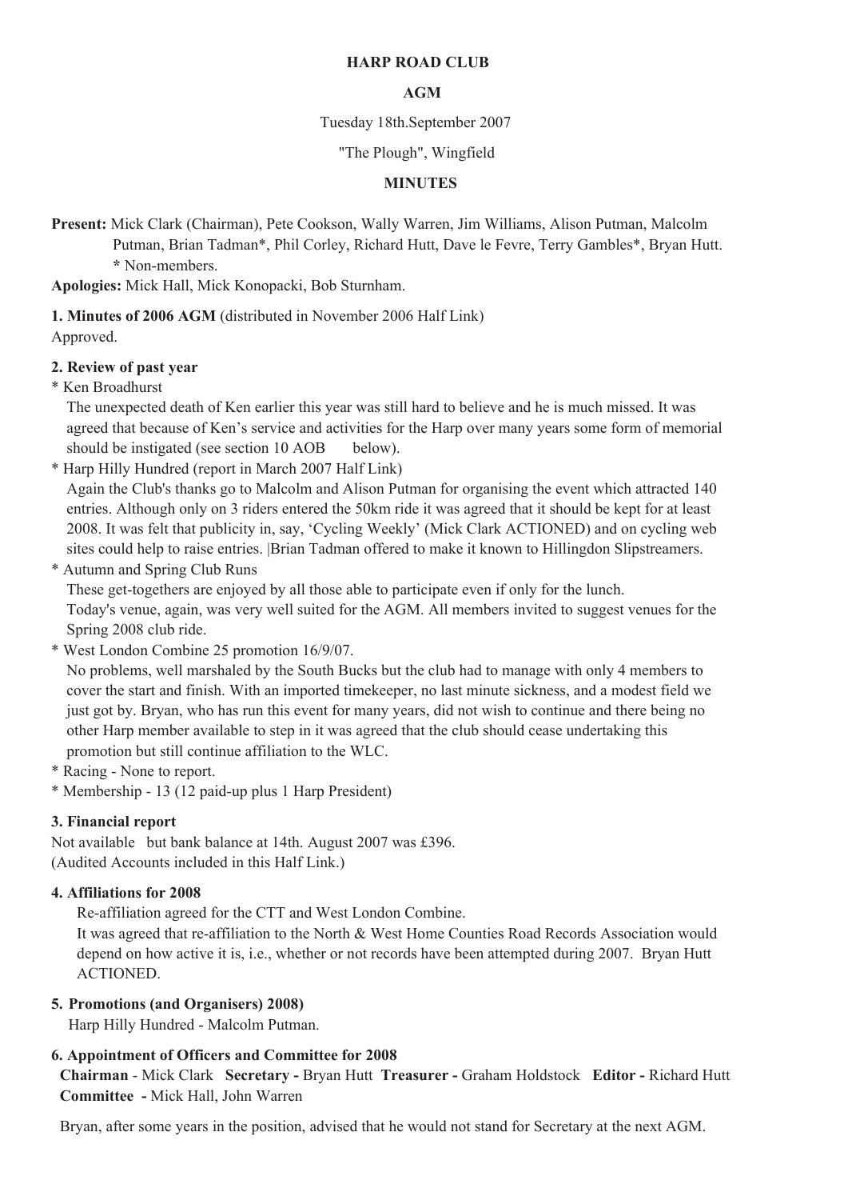**HARP ROAD CLUB**

**AGM**

Tuesday 18th.September 2007

"The Plough", Wingfield

**MINUTES**

**Present:** Mick Clark (Chairman), Pete Cookson, Wally Warren, Jim Williams, Alison Putman, Malcolm Putman, Brian Tadman*, Phil Corley, Richard Hutt, Dave le Fevre, Terry Gambles*, Bryan Hutt.
**\*** Non-members.

**Apologies:** Mick Hall, Mick Konopacki, Bob Sturnham.

**1. Minutes of 2006 AGM** (distributed in November 2006 Half Link)
Approved.

**2. Review of past year**

\* Ken Broadhurst
The unexpected death of Ken earlier this year was still hard to believe and he is much missed. It was agreed that because of Ken's service and activities for the Harp over many years some form of memorial should be instigated (see section 10 AOB below).

\* Harp Hilly Hundred (report in March 2007 Half Link)
Again the Club's thanks go to Malcolm and Alison Putman for organising the event which attracted 140 entries. Although only on 3 riders entered the 50km ride it was agreed that it should be kept for at least 2008. It was felt that publicity in, say, 'Cycling Weekly' (Mick Clark ACTIONED) and on cycling web sites could help to raise entries. |Brian Tadman offered to make it known to Hillingdon Slipstreamers.

\* Autumn and Spring Club Runs
These get-togethers are enjoyed by all those able to participate even if only for the lunch.
Today's venue, again, was very well suited for the AGM. All members invited to suggest venues for the Spring 2008 club ride.

\* West London Combine 25 promotion 16/9/07.
No problems, well marshaled by the South Bucks but the club had to manage with only 4 members to cover the start and finish. With an imported timekeeper, no last minute sickness, and a modest field we just got by. Bryan, who has run this event for many years, did not wish to continue and there being no other Harp member available to step in it was agreed that the club should cease undertaking this promotion but still continue affiliation to the WLC.

\* Racing - None to report.

\* Membership - 13 (12 paid-up plus 1 Harp President)

**3. Financial report**
Not available but bank balance at 14th. August 2007 was £396.
(Audited Accounts included in this Half Link.)

**4. Affiliations for 2008**
Re-affiliation agreed for the CTT and West London Combine.
It was agreed that re-affiliation to the North & West Home Counties Road Records Association would depend on how active it is, i.e., whether or not records have been attempted during 2007. Bryan Hutt ACTIONED.

**5. Promotions (and Organisers) 2008)**
Harp Hilly Hundred - Malcolm Putman.

**6. Appointment of Officers and Committee for 2008**
**Chairman** - Mick Clark **Secretary -** Bryan Hutt **Treasurer -** Graham Holdstock **Editor -** Richard Hutt
**Committee -** Mick Hall, John Warren

Bryan, after some years in the position, advised that he would not stand for Secretary at the next AGM.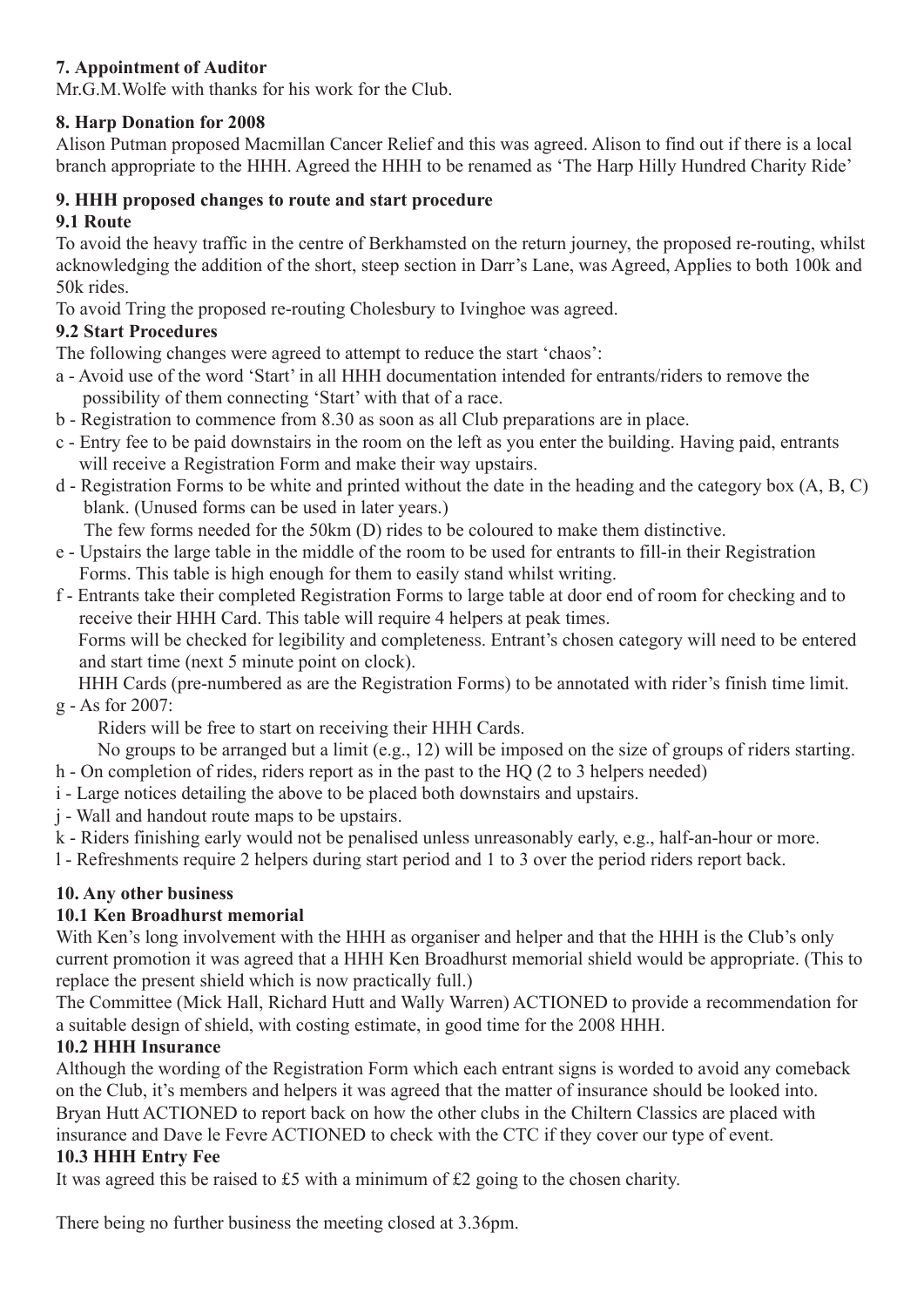### 7. Appointment of Auditor

Mr.G.M.Wolfe with thanks for his work for the Club.

### 8. Harp Donation for 2008

Alison Putman proposed Macmillan Cancer Relief and this was agreed. Alison to find out if there is a local branch appropriate to the HHH. Agreed the HHH to be renamed as 'The Harp Hilly Hundred Charity Ride'

### 9. HHH proposed changes to route and start procedure

#### 9.1 Route

To avoid the heavy traffic in the centre of Berkhamsted on the return journey, the proposed re-routing, whilst acknowledging the addition of the short, steep section in Darr's Lane, was Agreed, Applies to both 100k and 50k rides.

To avoid Tring the proposed re-routing Cholesbury to Ivinghoe was agreed.

#### 9.2 Start Procedures

The following changes were agreed to attempt to reduce the start 'chaos':

a - Avoid use of the word 'Start' in all HHH documentation intended for entrants/riders to remove the possibility of them connecting 'Start' with that of a race.

b - Registration to commence from 8.30 as soon as all Club preparations are in place.

c - Entry fee to be paid downstairs in the room on the left as you enter the building. Having paid, entrants will receive a Registration Form and make their way upstairs.

d - Registration Forms to be white and printed without the date in the heading and the category box (A, B, C) blank. (Unused forms can be used in later years.)
The few forms needed for the 50km (D) rides to be coloured to make them distinctive.

e - Upstairs the large table in the middle of the room to be used for entrants to fill-in their Registration Forms. This table is high enough for them to easily stand whilst writing.

f - Entrants take their completed Registration Forms to large table at door end of room for checking and to receive their HHH Card. This table will require 4 helpers at peak times.
Forms will be checked for legibility and completeness. Entrant's chosen category will need to be entered and start time (next 5 minute point on clock).
HHH Cards (pre-numbered as are the Registration Forms) to be annotated with rider's finish time limit.

g - As for 2007:
Riders will be free to start on receiving their HHH Cards.
No groups to be arranged but a limit (e.g., 12) will be imposed on the size of groups of riders starting.

h - On completion of rides, riders report as in the past to the HQ (2 to 3 helpers needed)

i - Large notices detailing the above to be placed both downstairs and upstairs.

j - Wall and handout route maps to be upstairs.

k - Riders finishing early would not be penalised unless unreasonably early, e.g., half-an-hour or more.

l - Refreshments require 2 helpers during start period and 1 to 3 over the period riders report back.

### 10. Any other business

#### 10.1 Ken Broadhurst memorial

With Ken's long involvement with the HHH as organiser and helper and that the HHH is the Club's only current promotion it was agreed that a HHH Ken Broadhurst memorial shield would be appropriate. (This to replace the present shield which is now practically full.)

The Committee (Mick Hall, Richard Hutt and Wally Warren) ACTIONED to provide a recommendation for a suitable design of shield, with costing estimate, in good time for the 2008 HHH.

#### 10.2 HHH Insurance

Although the wording of the Registration Form which each entrant signs is worded to avoid any comeback on the Club, it's members and helpers it was agreed that the matter of insurance should be looked into.
Bryan Hutt ACTIONED to report back on how the other clubs in the Chiltern Classics are placed with insurance and Dave le Fevre ACTIONED to check with the CTC if they cover our type of event.

#### 10.3 HHH Entry Fee

It was agreed this be raised to £5 with a minimum of £2 going to the chosen charity.

There being no further business the meeting closed at 3.36pm.